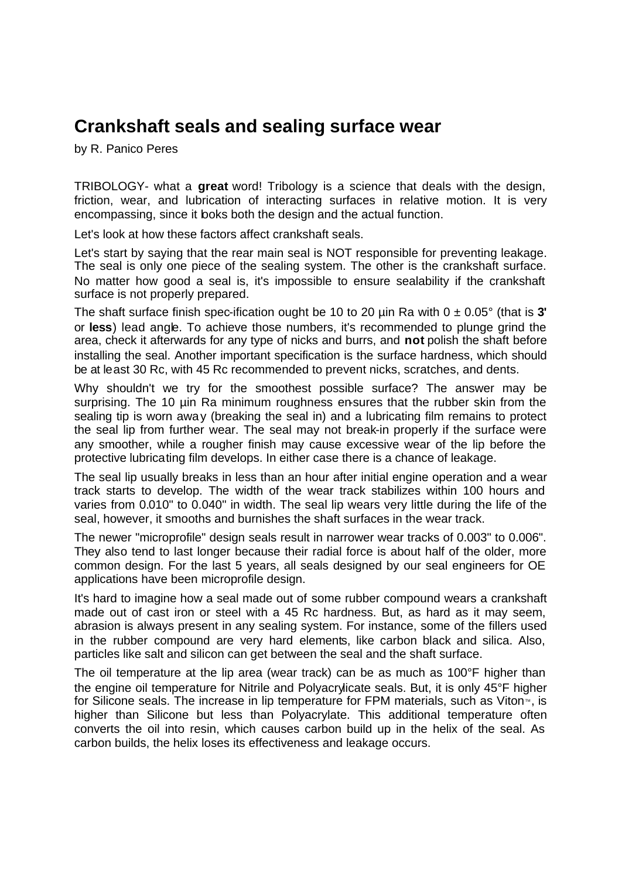# Crankshaft seals and sealing surface wear

by R. Panico Peres

TRIBOLOGY- what a **great** word! Tribology is a science that deals with the design, friction, wear, and lubrication of interacting surfaces in relative motion. It is very encompassing, since it looks both the design and the actual function.

Let's look at how these factors affect crankshaft seals.

Let's start by saying that the rear main seal is NOT responsible for preventing leakage. The seal is only one piece of the sealing system. The other is the crankshaft surface. No matter how good a seal is, it's impossible to ensure sealability if the crankshaft surface is not properly prepared.

The shaft surface finish spec-ification ought be 10 to 20 µin Ra with 0 ± 0.05° (that is **3'** or **less**) lead angle. To achieve those numbers, it's recommended to plunge grind the area, check it afterwards for any type of nicks and burrs, and **not** polish the shaft before installing the seal. Another important specification is the surface hardness, which should be at least 30 Rc, with 45 Rc recommended to prevent nicks, scratches, and dents.

Why shouldn't we try for the smoothest possible surface? The answer may be surprising. The 10 µin Ra minimum roughness en-sures that the rubber skin from the sealing tip is worn away (breaking the seal in) and a lubricating film remains to protect the seal lip from further wear. The seal may not break-in properly if the surface were any smoother, while a rougher finish may cause excessive wear of the lip before the protective lubricating film develops. In either case there is a chance of leakage.

The seal lip usually breaks in less than an hour after initial engine operation and a wear track starts to develop. The width of the wear track stabilizes within 100 hours and varies from 0.010" to 0.040" in width. The seal lip wears very little during the life of the seal, however, it smooths and burnishes the shaft surfaces in the wear track.

The newer "microprofile" design seals result in narrower wear tracks of 0.003" to 0.006". They also tend to last longer because their radial force is about half of the older, more common design. For the last 5 years, all seals designed by our seal engineers for OE applications have been microprofile design.

It's hard to imagine how a seal made out of some rubber compound wears a crankshaft made out of cast iron or steel with a 45 Rc hardness. But, as hard as it may seem, abrasion is always present in any sealing system. For instance, some of the fillers used in the rubber compound are very hard elements, like carbon black and silica. Also, particles like salt and silicon can get between the seal and the shaft surface.

The oil temperature at the lip area (wear track) can be as much as 100°F higher than the engine oil temperature for Nitrile and Polyacrylicate seals. But, it is only 45°F higher for Silicone seals. The increase in lip temperature for FPM materials, such as Viton™, is higher than Silicone but less than Polyacrylate. This additional temperature often converts the oil into resin, which causes carbon build up in the helix of the seal. As carbon builds, the helix loses its effectiveness and leakage occurs.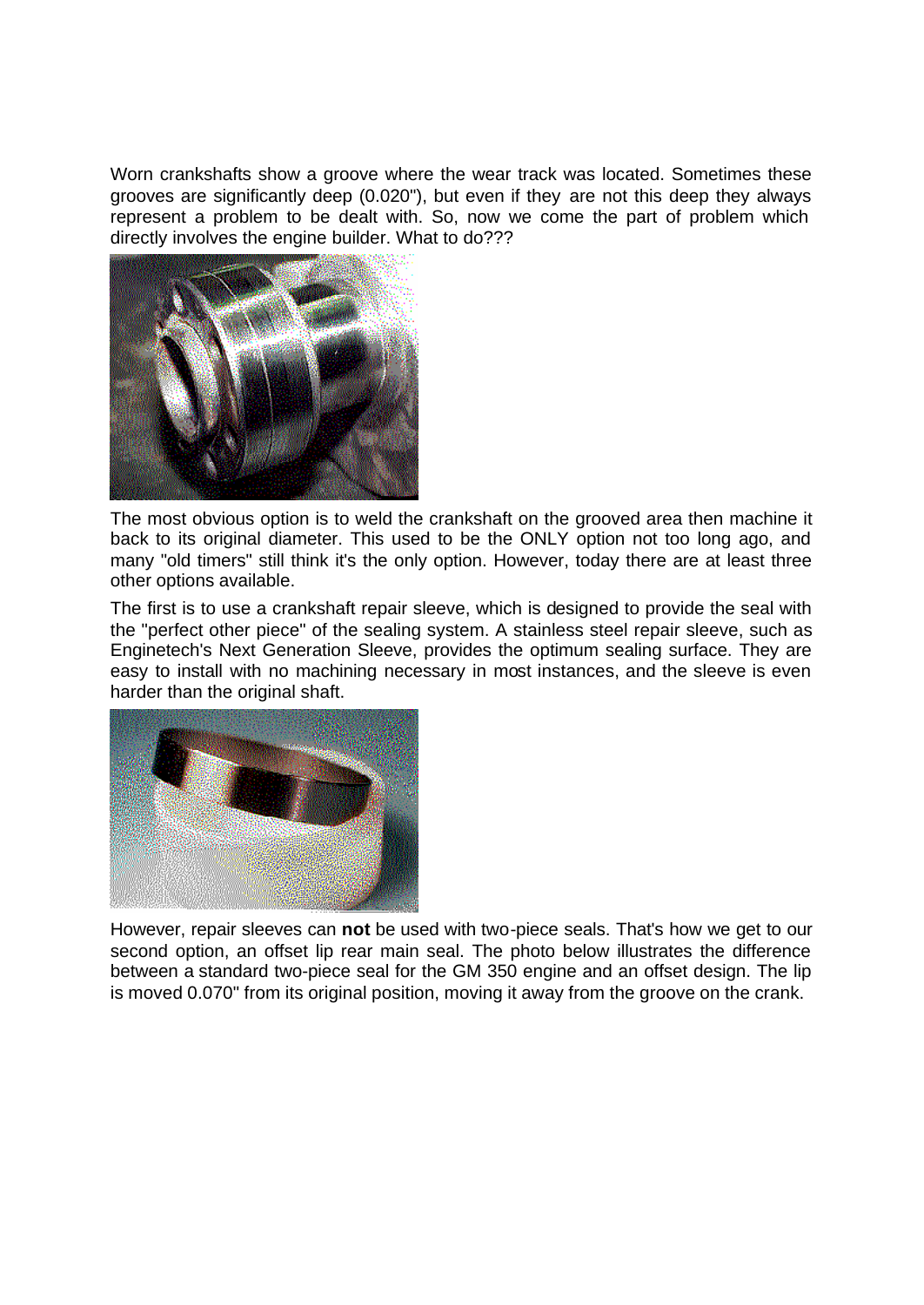Worn crankshafts show a groove where the wear track was located. Sometimes these grooves are significantly deep (0.020"), but even if they are not this deep they always represent a problem to be dealt with. So, now we come the part of problem which directly involves the engine builder. What to do???

The most obvious option is to weld the crankshaft on the grooved area then machine it back to its original diameter. This used to be the ONLY option not too long ago, and many "old timers" still think it's the only option. However, today there are at least three other options available.

The first is to use a crankshaft repair sleeve, which is designed to provide the seal with the "perfect other piece" of the sealing system. A stainless steel repair sleeve, such as Enginetech's Next Generation Sleeve, provides the optimum sealing surface. They are easy to install with no machining necessary in most instances, and the sleeve is even harder than the original shaft.

However, repair sleeves can **not** be used with two-piece seals. That's how we get to our second option, an offset lip rear main seal. The photo below illustrates the difference between a standard two-piece seal for the GM 350 engine and an offset design. The lip is moved 0.070" from its original position, moving it away from the groove on the crank.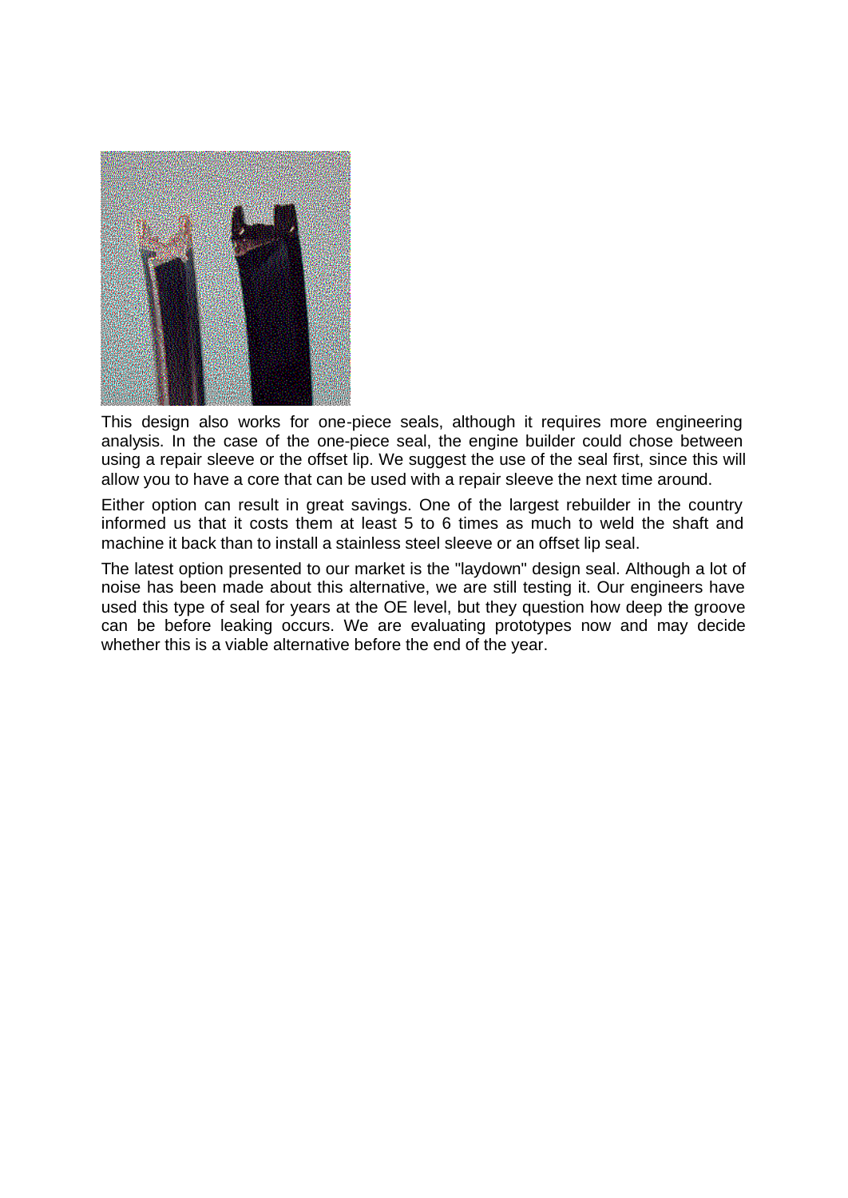This design also works for one-piece seals, although it requires more engineering analysis. In the case of the one-piece seal, the engine builder could chose between using a repair sleeve or the offset lip. We suggest the use of the seal first, since this will allow you to have a core that can be used with a repair sleeve the next time around.

Either option can result in great savings. One of the largest rebuilder in the country informed us that it costs them at least 5 to 6 times as much to weld the shaft and machine it back than to install a stainless steel sleeve or an offset lip seal.

The latest option presented to our market is the "laydown" design seal. Although a lot of noise has been made about this alternative, we are still testing it. Our engineers have used this type of seal for years at the OE level, but they question how deep the groove can be before leaking occurs. We are evaluating prototypes now and may decide whether this is a viable alternative before the end of the year.